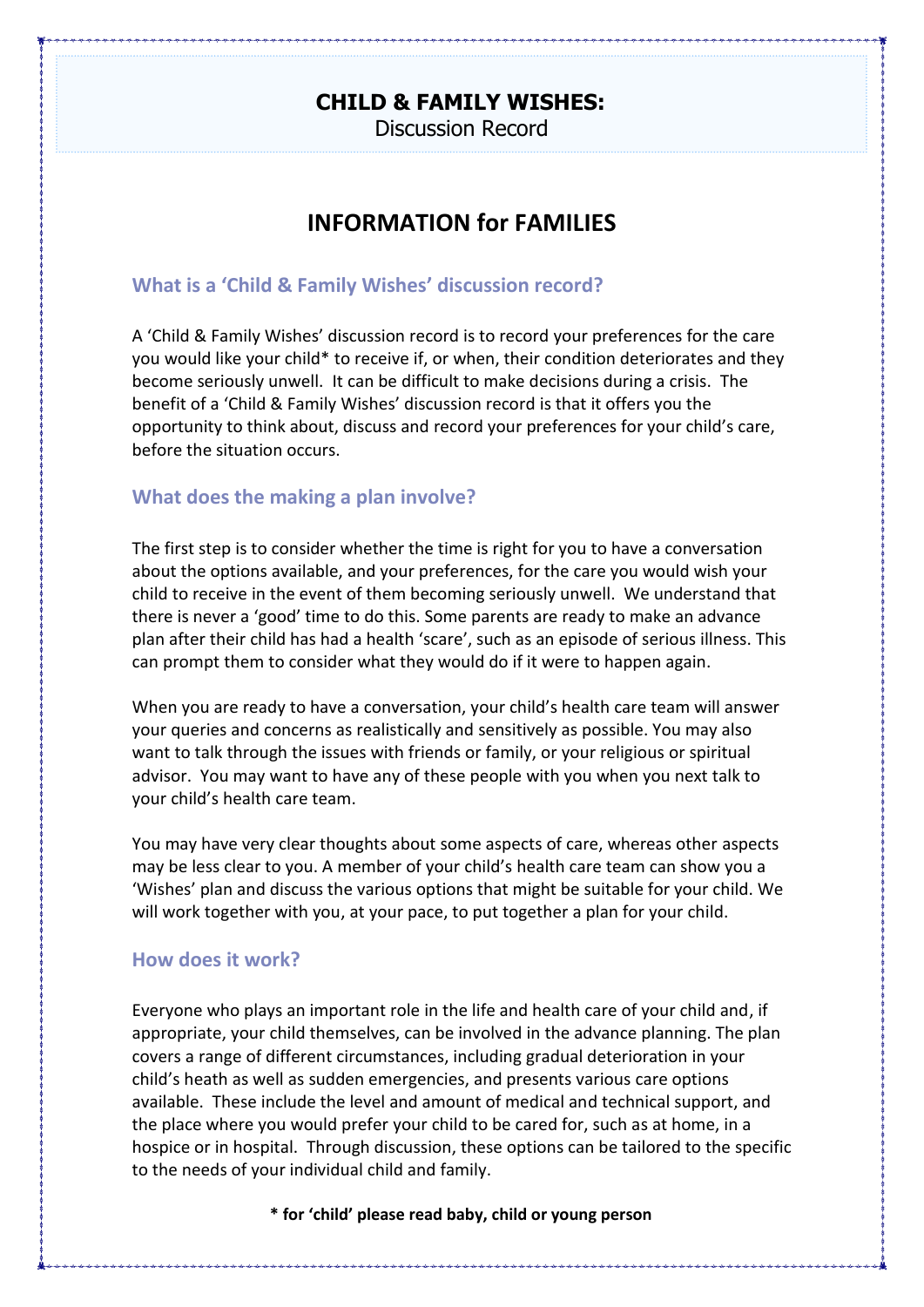# CHILD & FAMILY WISHES:

Discussion Record

## INFORMATION for FAMILIES

### What is a 'Child & Family Wishes' discussion record?

A 'Child & Family Wishes' discussion record is to record your preferences for the care you would like your child* to receive if, or when, their condition deteriorates and they become seriously unwell. It can be difficult to make decisions during a crisis. The benefit of a 'Child & Family Wishes' discussion record is that it offers you the opportunity to think about, discuss and record your preferences for your child's care, before the situation occurs.

### What does the making a plan involve?

The first step is to consider whether the time is right for you to have a conversation about the options available, and your preferences, for the care you would wish your child to receive in the event of them becoming seriously unwell. We understand that there is never a 'good' time to do this. Some parents are ready to make an advance plan after their child has had a health 'scare', such as an episode of serious illness. This can prompt them to consider what they would do if it were to happen again.

When you are ready to have a conversation, your child's health care team will answer your queries and concerns as realistically and sensitively as possible. You may also want to talk through the issues with friends or family, or your religious or spiritual advisor. You may want to have any of these people with you when you next talk to your child's health care team.

You may have very clear thoughts about some aspects of care, whereas other aspects may be less clear to you. A member of your child's health care team can show you a 'Wishes' plan and discuss the various options that might be suitable for your child. We will work together with you, at your pace, to put together a plan for your child.

### How does it work?

Everyone who plays an important role in the life and health care of your child and, if appropriate, your child themselves, can be involved in the advance planning. The plan covers a range of different circumstances, including gradual deterioration in your child's heath as well as sudden emergencies, and presents various care options available. These include the level and amount of medical and technical support, and the place where you would prefer your child to be cared for, such as at home, in a hospice or in hospital. Through discussion, these options can be tailored to the specific to the needs of your individual child and family.

**\* for 'child' please read baby, child or young person**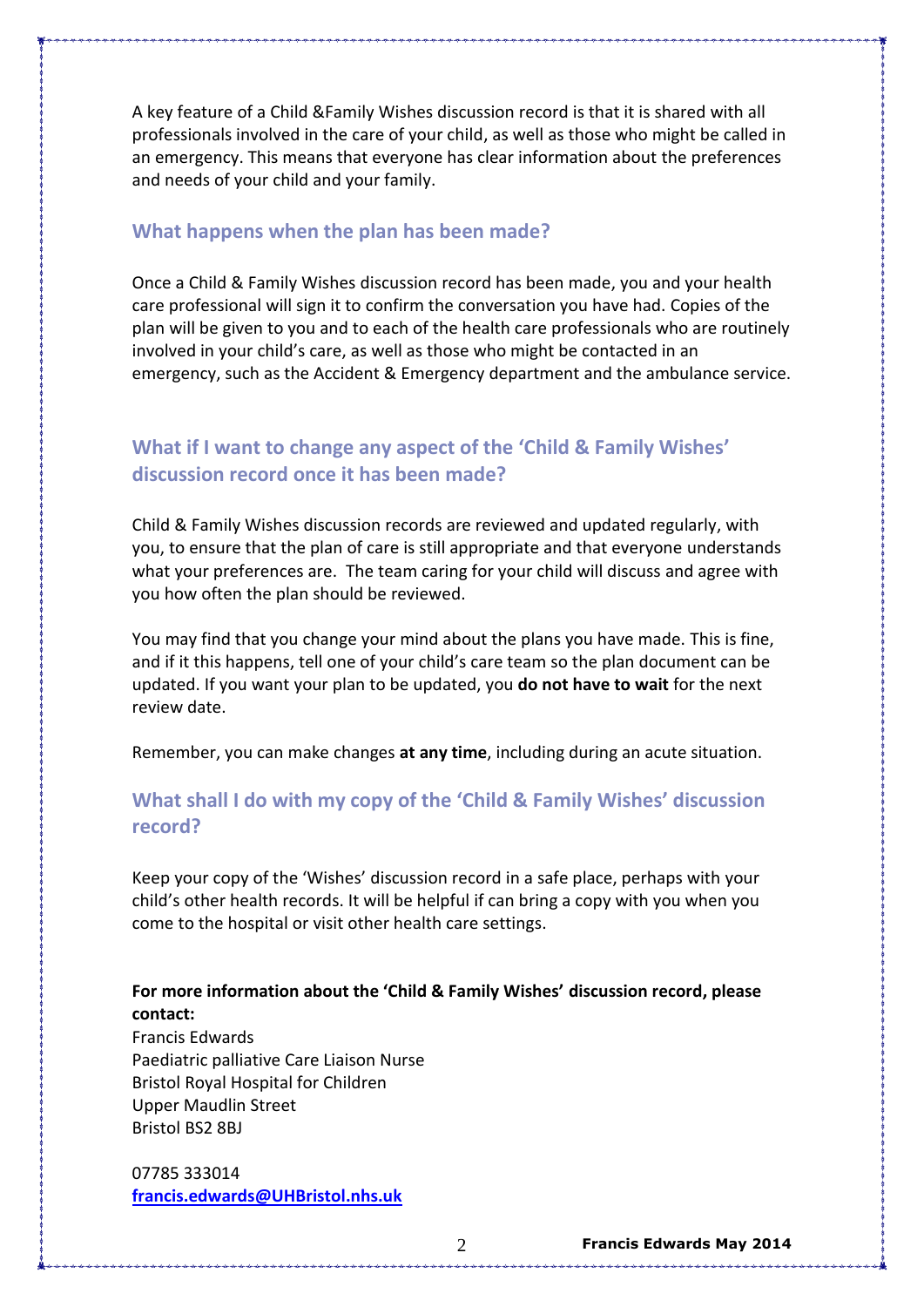A key feature of a Child &Family Wishes discussion record is that it is shared with all professionals involved in the care of your child, as well as those who might be called in an emergency. This means that everyone has clear information about the preferences and needs of your child and your family.

## What happens when the plan has been made?

Once a Child & Family Wishes discussion record has been made, you and your health care professional will sign it to confirm the conversation you have had. Copies of the plan will be given to you and to each of the health care professionals who are routinely involved in your child's care, as well as those who might be contacted in an emergency, such as the Accident & Emergency department and the ambulance service.

## What if I want to change any aspect of the 'Child & Family Wishes' discussion record once it has been made?

Child & Family Wishes discussion records are reviewed and updated regularly, with you, to ensure that the plan of care is still appropriate and that everyone understands what your preferences are. The team caring for your child will discuss and agree with you how often the plan should be reviewed.

You may find that you change your mind about the plans you have made. This is fine, and if it this happens, tell one of your child's care team so the plan document can be updated. If you want your plan to be updated, you **do not have to wait** for the next review date.

Remember, you can make changes **at any time**, including during an acute situation.

## What shall I do with my copy of the 'Child & Family Wishes' discussion record?

Keep your copy of the 'Wishes' discussion record in a safe place, perhaps with your child's other health records. It will be helpful if can bring a copy with you when you come to the hospital or visit other health care settings.

**For more information about the 'Child & Family Wishes' discussion record, please contact:**

Francis Edwards
Paediatric palliative Care Liaison Nurse
Bristol Royal Hospital for Children
Upper Maudlin Street
Bristol BS2 8BJ

07785 333014
francis.edwards@UHBristol.nhs.uk

**Francis Edwards May 2014**